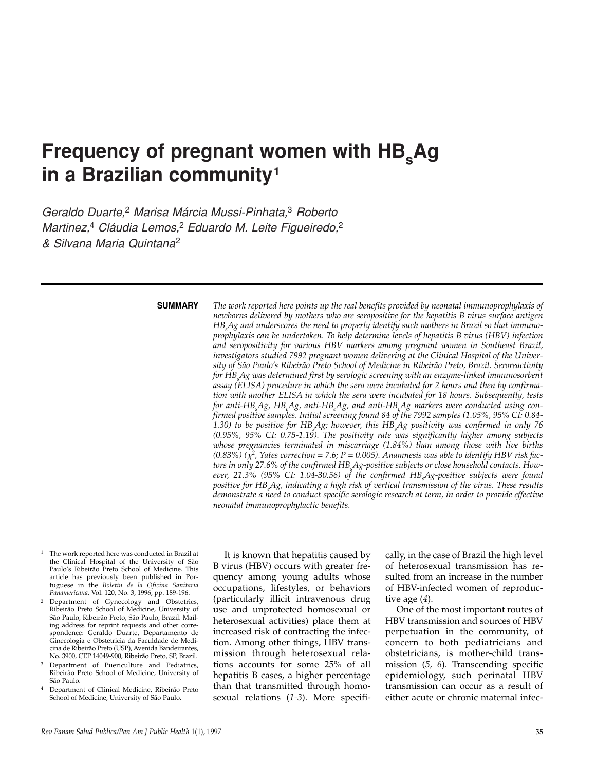# Frequency of pregnant women with $HB_sAg$ in a Brazilian community[1]

*Geraldo Duarte,[2] Marisa Márcia Mussi-Pinhata,[3] Roberto Martinez,[4] Cláudia Lemos,[2] Eduardo M. Leite Figueiredo,[2] & Silvana Maria Quintana[2]*

**SUMMARY**

*The work reported here points up the real benefits provided by neonatal immunoprophylaxis of newborns delivered by mothers who are seropositive for the hepatitis B virus surface antigen $HB_sAg$ and underscores the need to properly identify such mothers in Brazil so that immunoprophylaxis can be undertaken. To help determine levels of hepatitis B virus (HBV) infection and seropositivity for various HBV markers among pregnant women in Southeast Brazil, investigators studied 7992 pregnant women delivering at the Clinical Hospital of the University of São Paulo's Ribeirão Preto School of Medicine in Ribeirão Preto, Brazil. Seroreactivity for $HB_sAg$ was determined first by serologic screening with an enzyme-linked immunosorbent assay (ELISA) procedure in which the sera were incubated for 2 hours and then by confirmation with another ELISA in which the sera were incubated for 18 hours. Subsequently, tests for anti-$HB_sAg$, $HB_eAg$, anti-$HB_eAg$, and anti-$HB_cAg$ markers were conducted using confirmed positive samples. Initial screening found 84 of the 7992 samples (1.05%, 95% CI: 0.84-1.30) to be positive for $HB_sAg$; however, this $HB_sAg$ positivity was confirmed in only 76 (0.95%, 95% CI: 0.75-1.19). The positivity rate was significantly higher among subjects whose pregnancies terminated in miscarriage (1.84%) than among those with live births (0.83%) ($\chi^2$, Yates correction = 7.6; P = 0.005). Anamnesis was able to identify HBV risk factors in only 27.6% of the confirmed $HB_sAg$-positive subjects or close household contacts. However, 21.3% (95% CI: 1.04-30.56) of the confirmed $HB_sAg$-positive subjects were found positive for $HB_eAg$, indicating a high risk of vertical transmission of the virus. These results demonstrate a need to conduct specific serologic research at term, in order to provide effective neonatal immunoprophylactic benefits.*

It is known that hepatitis caused by B virus (HBV) occurs with greater frequency among young adults whose occupations, lifestyles, or behaviors (particularly illicit intravenous drug use and unprotected homosexual or heterosexual activities) place them at increased risk of contracting the infection. Among other things, HBV transmission through heterosexual relations accounts for some 25% of all hepatitis B cases, a higher percentage than that transmitted through homosexual relations (*1-3*). More specifically, in the case of Brazil the high level of heterosexual transmission has resulted from an increase in the number of HBV-infected women of reproductive age (*4*).

One of the most important routes of HBV transmission and sources of HBV perpetuation in the community, of concern to both pediatricians and obstetricians, is mother-child transmission (*5, 6*). Transcending specific epidemiology, such perinatal HBV transmission can occur as a result of either acute or chronic maternal infec-

---

[1] The work reported here was conducted in Brazil at the Clinical Hospital of the University of São Paulo's Ribeirão Preto School of Medicine. This article has previously been published in Portuguese in the *Boletín de la Oficina Sanitaria Panamericana*, Vol. 120, No. 3, 1996, pp. 189-196.

[2] Department of Gynecology and Obstetrics, Ribeirão Preto School of Medicine, University of São Paulo, Ribeirão Preto, São Paulo, Brazil. Mailing address for reprint requests and other correspondence: Geraldo Duarte, Departamento de Ginecologia e Obstetricia da Faculdade de Medicina de Ribeirão Preto (USP), Avenida Bandeirantes, No. 3900, CEP 14049-900, Ribeirão Preto, SP, Brazil.

[3] Department of Puericulture and Pediatrics, Ribeirão Preto School of Medicine, University of São Paulo.

[4] Department of Clinical Medicine, Ribeirão Preto School of Medicine, University of São Paulo.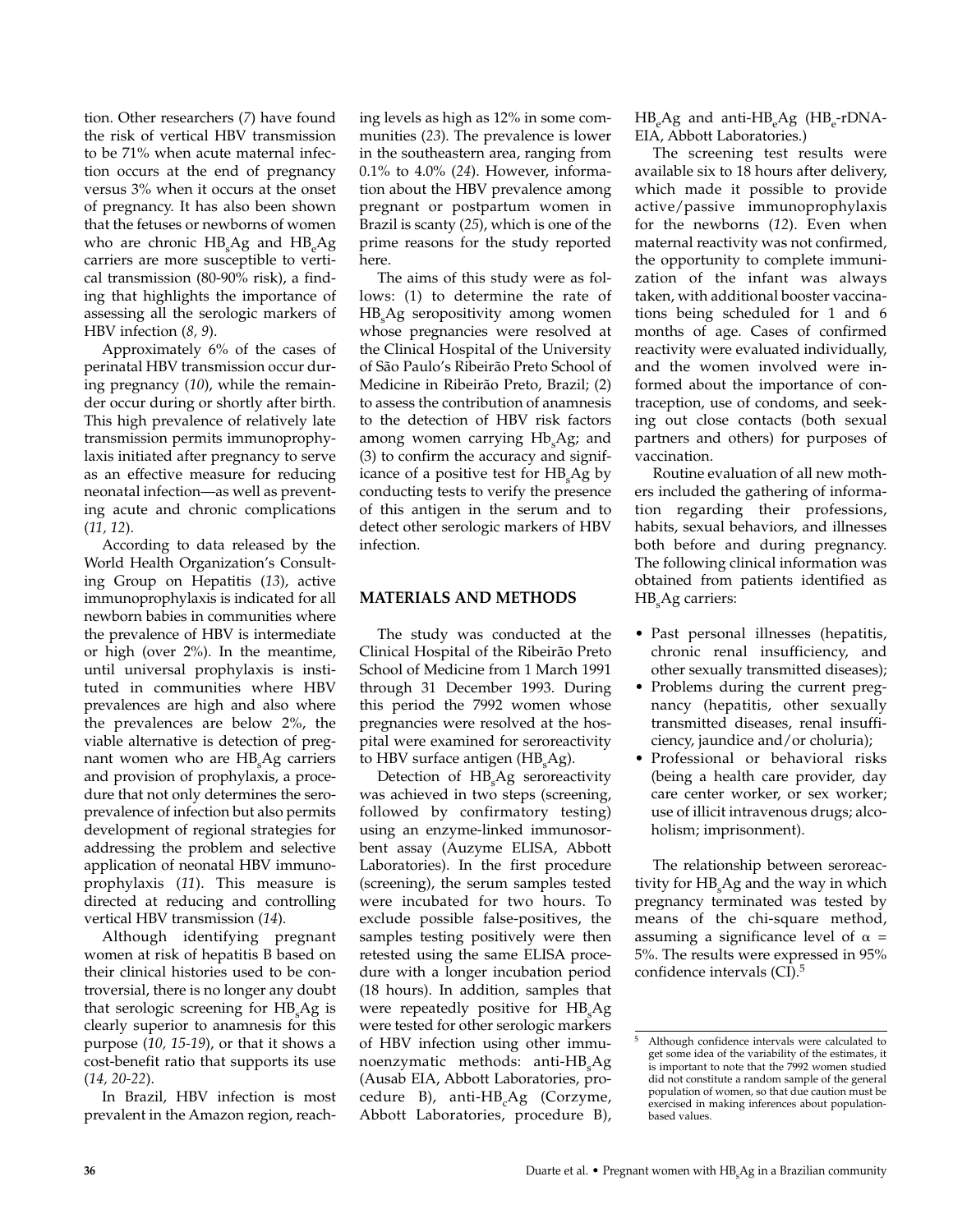tion. Other researchers (*7*) have found the risk of vertical HBV transmission to be 71% when acute maternal infection occurs at the end of pregnancy versus 3% when it occurs at the onset of pregnancy. It has also been shown that the fetuses or newborns of women who are chronic $HB_sAg$ and $HB_eAg$ carriers are more susceptible to vertical transmission (80-90% risk), a finding that highlights the importance of assessing all the serologic markers of HBV infection (*8, 9*).

Approximately 6% of the cases of perinatal HBV transmission occur during pregnancy (*10*), while the remainder occur during or shortly after birth. This high prevalence of relatively late transmission permits immunoprophylaxis initiated after pregnancy to serve as an effective measure for reducing neonatal infection—as well as preventing acute and chronic complications (*11, 12*).

According to data released by the World Health Organization's Consulting Group on Hepatitis (*13*), active immunoprophylaxis is indicated for all newborn babies in communities where the prevalence of HBV is intermediate or high (over 2%). In the meantime, until universal prophylaxis is instituted in communities where HBV prevalences are high and also where the prevalences are below 2%, the viable alternative is detection of pregnant women who are $HB_sAg$ carriers and provision of prophylaxis, a procedure that not only determines the seroprevalence of infection but also permits development of regional strategies for addressing the problem and selective application of neonatal HBV immunoprophylaxis (*11*). This measure is directed at reducing and controlling vertical HBV transmission (*14*).

Although identifying pregnant women at risk of hepatitis B based on their clinical histories used to be controversial, there is no longer any doubt that serologic screening for $HB_sAg$ is clearly superior to anamnesis for this purpose (*10, 15-19*), or that it shows a cost-benefit ratio that supports its use (*14, 20-22*).

In Brazil, HBV infection is most prevalent in the Amazon region, reaching levels as high as 12% in some communities (*23*). The prevalence is lower in the southeastern area, ranging from 0.1% to 4.0% (*24*). However, information about the HBV prevalence among pregnant or postpartum women in Brazil is scanty (*25*), which is one of the prime reasons for the study reported here.

The aims of this study were as follows: (1) to determine the rate of $HB_sAg$ seropositivity among women whose pregnancies were resolved at the Clinical Hospital of the University of São Paulo's Ribeirão Preto School of Medicine in Ribeirão Preto, Brazil; (2) to assess the contribution of anamnesis to the detection of HBV risk factors among women carrying $Hb_sAg$; and (3) to confirm the accuracy and significance of a positive test for $HB_sAg$ by conducting tests to verify the presence of this antigen in the serum and to detect other serologic markers of HBV infection.

## MATERIALS AND METHODS

The study was conducted at the Clinical Hospital of the Ribeirão Preto School of Medicine from 1 March 1991 through 31 December 1993. During this period the 7992 women whose pregnancies were resolved at the hospital were examined for seroreactivity to HBV surface antigen ($HB_sAg$).

Detection of $HB_sAg$ seroreactivity was achieved in two steps (screening, followed by confirmatory testing) using an enzyme-linked immunosorbent assay (Auzyme ELISA, Abbott Laboratories). In the first procedure (screening), the serum samples tested were incubated for two hours. To exclude possible false-positives, the samples testing positively were then retested using the same ELISA procedure with a longer incubation period (18 hours). In addition, samples that were repeatedly positive for $HB_sAg$ were tested for other serologic markers of HBV infection using other immunoenzymatic methods: anti-$HB_sAg$ (Ausab EIA, Abbott Laboratories, procedure B), anti-$HB_cAg$ (Corzyme, Abbott Laboratories, procedure B), $HB_eAg$ and anti-$HB_eAg$ ($HB_e$-rDNA-EIA, Abbott Laboratories.)

The screening test results were available six to 18 hours after delivery, which made it possible to provide active/passive immunoprophylaxis for the newborns (*12*). Even when maternal reactivity was not confirmed, the opportunity to complete immunization of the infant was always taken, with additional booster vaccinations being scheduled for 1 and 6 months of age. Cases of confirmed reactivity were evaluated individually, and the women involved were informed about the importance of contraception, use of condoms, and seeking out close contacts (both sexual partners and others) for purposes of vaccination.

Routine evaluation of all new mothers included the gathering of information regarding their professions, habits, sexual behaviors, and illnesses both before and during pregnancy. The following clinical information was obtained from patients identified as $HB_sAg$ carriers:

- Past personal illnesses (hepatitis, chronic renal insufficiency, and other sexually transmitted diseases);
- Problems during the current pregnancy (hepatitis, other sexually transmitted diseases, renal insufficiency, jaundice and/or choluria);
- Professional or behavioral risks (being a health care provider, day care center worker, or sex worker; use of illicit intravenous drugs; alcoholism; imprisonment).

The relationship between seroreactivity for $HB_sAg$ and the way in which pregnancy terminated was tested by means of the chi-square method, assuming a significance level of $\alpha$ = 5%. The results were expressed in 95% confidence intervals (CI).[5]

[5] Although confidence intervals were calculated to get some idea of the variability of the estimates, it is important to note that the 7992 women studied did not constitute a random sample of the general population of women, so that due caution must be exercised in making inferences about population-based values.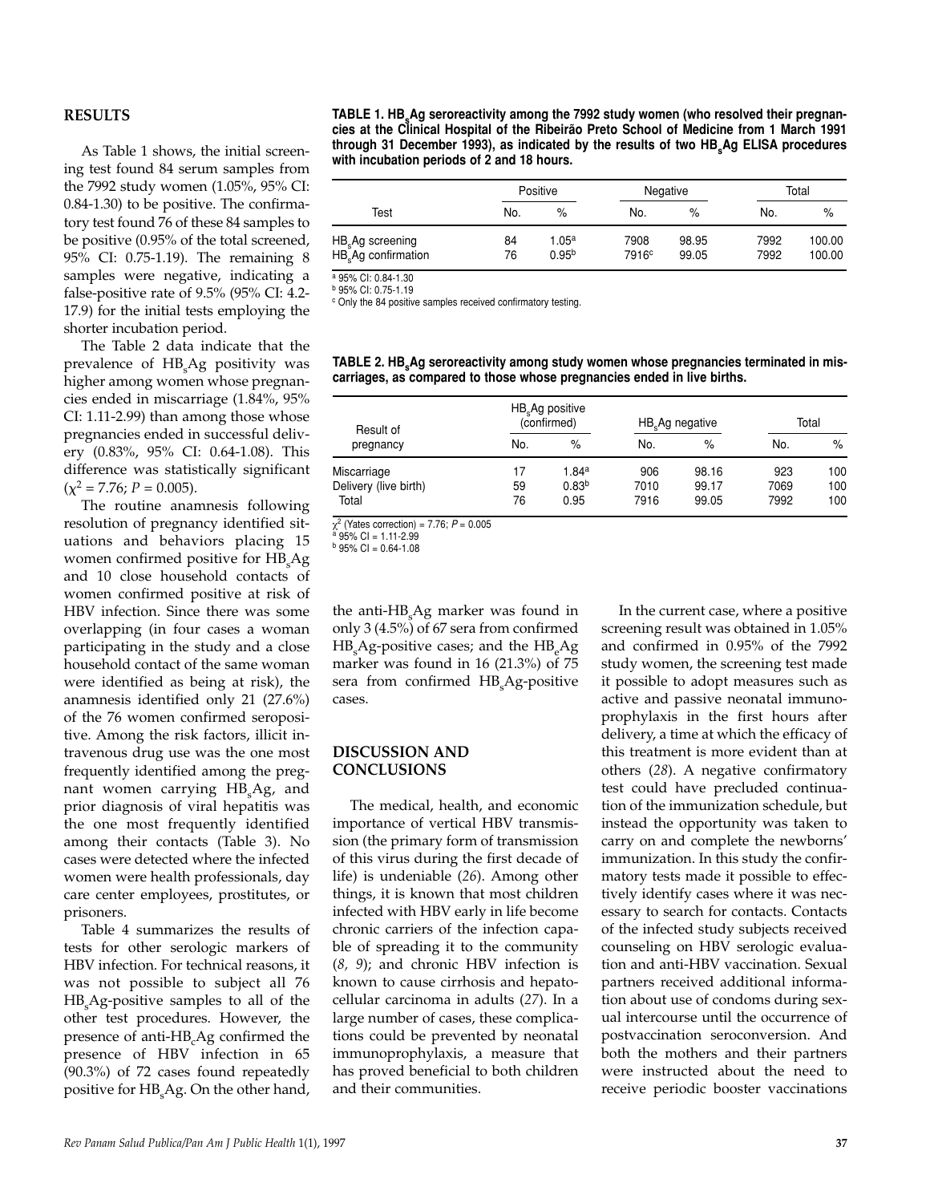## RESULTS

As Table 1 shows, the initial screening test found 84 serum samples from the 7992 study women (1.05%, 95% CI: 0.84-1.30) to be positive. The confirmatory test found 76 of these 84 samples to be positive (0.95% of the total screened, 95% CI: 0.75-1.19). The remaining 8 samples were negative, indicating a false-positive rate of 9.5% (95% CI: 4.2-17.9) for the initial tests employing the shorter incubation period.

The Table 2 data indicate that the prevalence of $HB_sAg$ positivity was higher among women whose pregnancies ended in miscarriage (1.84%, 95% CI: 1.11-2.99) than among those whose pregnancies ended in successful delivery (0.83%, 95% CI: 0.64-1.08). This difference was statistically significant ($\chi^2 = 7.76$; $P = 0.005$).

The routine anamnesis following resolution of pregnancy identified situations and behaviors placing 15 women confirmed positive for $HB_sAg$ and 10 close household contacts of women confirmed positive at risk of HBV infection. Since there was some overlapping (in four cases a woman participating in the study and a close household contact of the same woman were identified as being at risk), the anamnesis identified only 21 (27.6%) of the 76 women confirmed seropositive. Among the risk factors, illicit intravenous drug use was the one most frequently identified among the pregnant women carrying $HB_sAg$, and prior diagnosis of viral hepatitis was the one most frequently identified among their contacts (Table 3). No cases were detected where the infected women were health professionals, day care center employees, prostitutes, or prisoners.

Table 4 summarizes the results of tests for other serologic markers of HBV infection. For technical reasons, it was not possible to subject all 76 $HB_sAg$-positive samples to all of the other test procedures. However, the presence of anti-$HB_cAg$ confirmed the presence of HBV infection in 65 (90.3%) of 72 cases found repeatedly positive for $HB_sAg$. On the other hand, the anti-$HB_sAg$ marker was found in only 3 (4.5%) of 67 sera from confirmed $HB_sAg$-positive cases; and the $HB_eAg$ marker was found in 16 (21.3%) of 75 sera from confirmed $HB_sAg$-positive cases.

**TABLE 1. $HB_sAg$ seroreactivity among the 7992 study women (who resolved their pregnancies at the Clinical Hospital of the Ribeirão Preto School of Medicine from 1 March 1991 through 31 December 1993), as indicated by the results of two $HB_sAg$ ELISA procedures with incubation periods of 2 and 18 hours.**

| Test | Positive | | Negative | | Total | |
|---|---|---|---|---|---|---|
| | No. | % | No. | % | No. | % |
| $HB_sAg$ screening | 84 | 1.05[a] | 7908 | 98.95 | 7992 | 100.00 |
| $HB_sAg$ confirmation | 76 | 0.95[b] | 7916[c] | 99.05 | 7992 | 100.00 |

[a] 95% CI: 0.84-1.30
[b] 95% CI: 0.75-1.19
[c] Only the 84 positive samples received confirmatory testing.

**TABLE 2. $HB_sAg$ seroreactivity among study women whose pregnancies terminated in miscarriages, as compared to those whose pregnancies ended in live births.**

| Result of pregnancy | $HB_sAg$ positive (confirmed) | | $HB_sAg$ negative | | Total | |
|---|---|---|---|---|---|---|
| | No. | % | No. | % | No. | % |
| Miscarriage | 17 | 1.84[a] | 906 | 98.16 | 923 | 100 |
| Delivery (live birth) | 59 | 0.83[b] | 7010 | 99.17 | 7069 | 100 |
| Total | 76 | 0.95 | 7916 | 99.05 | 7992 | 100 |

$\chi^2$ (Yates correction) = 7.76; $P = 0.005$
[a] 95% CI = 1.11-2.99
[b] 95% CI = 0.64-1.08

## DISCUSSION AND CONCLUSIONS

The medical, health, and economic importance of vertical HBV transmission (the primary form of transmission of this virus during the first decade of life) is undeniable (*26*). Among other things, it is known that most children infected with HBV early in life become chronic carriers of the infection capable of spreading it to the community (*8, 9*); and chronic HBV infection is known to cause cirrhosis and hepatocellular carcinoma in adults (*27*). In a large number of cases, these complications could be prevented by neonatal immunoprophylaxis, a measure that has proved beneficial to both children and their communities.

In the current case, where a positive screening result was obtained in 1.05% and confirmed in 0.95% of the 7992 study women, the screening test made it possible to adopt measures such as active and passive neonatal immunoprophylaxis in the first hours after delivery, a time at which the efficacy of this treatment is more evident than at others (*28*). A negative confirmatory test could have precluded continuation of the immunization schedule, but instead the opportunity was taken to carry on and complete the newborns' immunization. In this study the confirmatory tests made it possible to effectively identify cases where it was necessary to search for contacts. Contacts of the infected study subjects received counseling on HBV serologic evaluation and anti-HBV vaccination. Sexual partners received additional information about use of condoms during sexual intercourse until the occurrence of postvaccination seroconversion. And both the mothers and their partners were instructed about the need to receive periodic booster vaccinations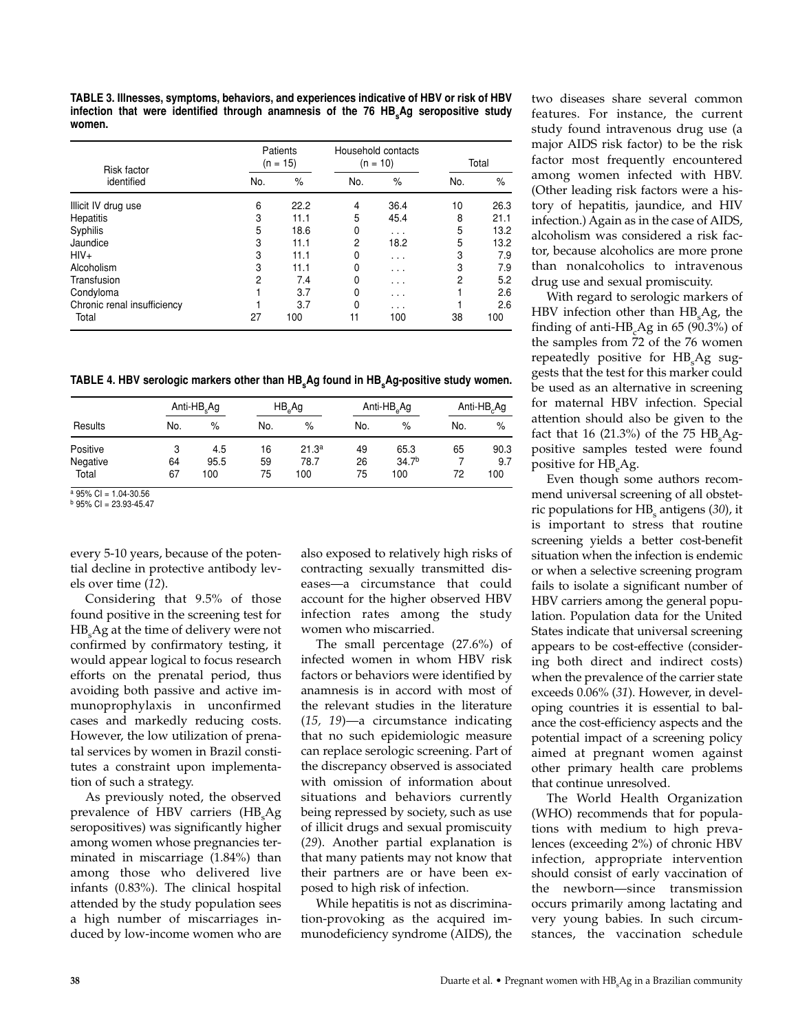**TABLE 3. Illnesses, symptoms, behaviors, and experiences indicative of HBV or risk of HBV infection that were identified through anamnesis of the 76 $HB_sAg$ seropositive study women.**

| Risk factor identified | Patients (n = 15) | | Household contacts (n = 10) | | Total | |
|---|---|---|---|---|---|---|
| | No. | % | No. | % | No. | % |
| Illicit IV drug use | 6 | 22.2 | 4 | 36.4 | 10 | 26.3 |
| Hepatitis | 3 | 11.1 | 5 | 45.4 | 8 | 21.1 |
| Syphilis | 5 | 18.6 | 0 | . . . | 5 | 13.2 |
| Jaundice | 3 | 11.1 | 2 | 18.2 | 5 | 13.2 |
| HIV+ | 3 | 11.1 | 0 | . . . | 3 | 7.9 |
| Alcoholism | 3 | 11.1 | 0 | . . . | 3 | 7.9 |
| Transfusion | 2 | 7.4 | 0 | . . . | 2 | 5.2 |
| Condyloma | 1 | 3.7 | 0 | . . . | 1 | 2.6 |
| Chronic renal insufficiency | 1 | 3.7 | 0 | . . . | 1 | 2.6 |
| Total | 27 | 100 | 11 | 100 | 38 | 100 |

**TABLE 4. HBV serologic markers other than $HB_sAg$ found in $HB_sAg$-positive study women.**

| Results | Anti-$HB_sAg$ | | $HB_eAg$ | | Anti-$HB_eAg$ | | Anti-$HB_cAg$ | |
|---|---|---|---|---|---|---|---|---|
| | No. | % | No. | % | No. | % | No. | % |
| Positive | 3 | 4.5 | 16 | 21.3[a] | 49 | 65.3 | 65 | 90.3 |
| Negative | 64 | 95.5 | 59 | 78.7 | 26 | 34.7[b] | 7 | 9.7 |
| Total | 67 | 100 | 75 | 100 | 75 | 100 | 72 | 100 |

[a] 95% CI = 1.04-30.56
[b] 95% CI = 23.93-45.47

every 5-10 years, because of the potential decline in protective antibody levels over time (*12*).

Considering that 9.5% of those found positive in the screening test for $HB_sAg$ at the time of delivery were not confirmed by confirmatory testing, it would appear logical to focus research efforts on the prenatal period, thus avoiding both passive and active immunoprophylaxis in unconfirmed cases and markedly reducing costs. However, the low utilization of prenatal services by women in Brazil constitutes a constraint upon implementation of such a strategy.

As previously noted, the observed prevalence of HBV carriers ($HB_sAg$ seropositives) was significantly higher among women whose pregnancies terminated in miscarriage (1.84%) than among those who delivered live infants (0.83%). The clinical hospital attended by the study population sees a high number of miscarriages induced by low-income women who are also exposed to relatively high risks of contracting sexually transmitted diseases—a circumstance that could account for the higher observed HBV infection rates among the study women who miscarried.

The small percentage (27.6%) of infected women in whom HBV risk factors or behaviors were identified by anamnesis is in accord with most of the relevant studies in the literature (*15, 19*)—a circumstance indicating that no such epidemiologic measure can replace serologic screening. Part of the discrepancy observed is associated with omission of information about situations and behaviors currently being repressed by society, such as use of illicit drugs and sexual promiscuity (*29*). Another partial explanation is that many patients may not know that their partners are or have been exposed to high risk of infection.

While hepatitis is not as discrimination-provoking as the acquired immunodeficiency syndrome (AIDS), the two diseases share several common features. For instance, the current study found intravenous drug use (a major AIDS risk factor) to be the risk factor most frequently encountered among women infected with HBV. (Other leading risk factors were a history of hepatitis, jaundice, and HIV infection.) Again as in the case of AIDS, alcoholism was considered a risk factor, because alcoholics are more prone than nonalcoholics to intravenous drug use and sexual promiscuity.

With regard to serologic markers of HBV infection other than $HB_sAg$, the finding of anti-$HB_cAg$ in 65 (90.3%) of the samples from 72 of the 76 women repeatedly positive for $HB_sAg$ suggests that the test for this marker could be used as an alternative in screening for maternal HBV infection. Special attention should also be given to the fact that 16 (21.3%) of the 75 $HB_sAg$-positive samples tested were found positive for $HB_eAg$.

Even though some authors recommend universal screening of all obstetric populations for $HB_s$ antigens (*30*), it is important to stress that routine screening yields a better cost-benefit situation when the infection is endemic or when a selective screening program fails to isolate a significant number of HBV carriers among the general population. Population data for the United States indicate that universal screening appears to be cost-effective (considering both direct and indirect costs) when the prevalence of the carrier state exceeds 0.06% (*31*). However, in developing countries it is essential to balance the cost-efficiency aspects and the potential impact of a screening policy aimed at pregnant women against other primary health care problems that continue unresolved.

The World Health Organization (WHO) recommends that for populations with medium to high prevalences (exceeding 2%) of chronic HBV infection, appropriate intervention should consist of early vaccination of the newborn—since transmission occurs primarily among lactating and very young babies. In such circumstances, the vaccination schedule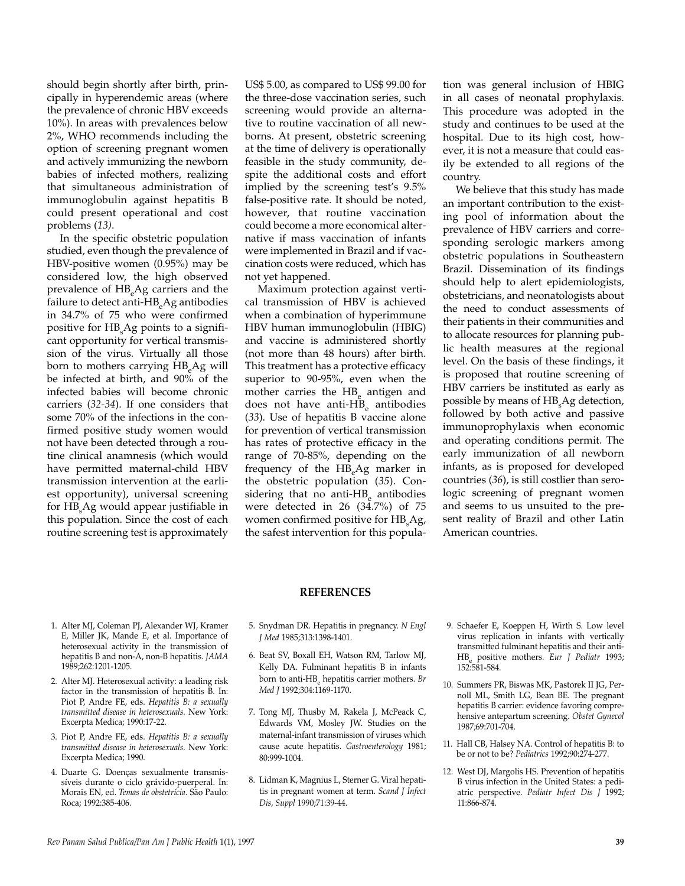should begin shortly after birth, principally in hyperendemic areas (where the prevalence of chronic HBV exceeds 10%). In areas with prevalences below 2%, WHO recommends including the option of screening pregnant women and actively immunizing the newborn babies of infected mothers, realizing that simultaneous administration of immunoglobulin against hepatitis B could present operational and cost problems (*13)*.

In the specific obstetric population studied, even though the prevalence of HBV-positive women (0.95%) may be considered low, the high observed prevalence of $HB_eAg$ carriers and the failure to detect anti-$HB_eAg$ antibodies in 34.7% of 75 who were confirmed positive for $HB_sAg$ points to a significant opportunity for vertical transmission of the virus. Virtually all those born to mothers carrying $HB_eAg$ will be infected at birth, and 90% of the infected babies will become chronic carriers (*32-34*). If one considers that some 70% of the infections in the confirmed positive study women would not have been detected through a routine clinical anamnesis (which would have permitted maternal-child HBV transmission intervention at the earliest opportunity), universal screening for $HB_sAg$ would appear justifiable in this population. Since the cost of each routine screening test is approximately US$ 5.00, as compared to US$ 99.00 for the three-dose vaccination series, such screening would provide an alternative to routine vaccination of all newborns. At present, obstetric screening at the time of delivery is operationally feasible in the study community, despite the additional costs and effort implied by the screening test's 9.5% false-positive rate. It should be noted, however, that routine vaccination could become a more economical alternative if mass vaccination of infants were implemented in Brazil and if vaccination costs were reduced, which has not yet happened.

Maximum protection against vertical transmission of HBV is achieved when a combination of hyperimmune HBV human immunoglobulin (HBIG) and vaccine is administered shortly (not more than 48 hours) after birth. This treatment has a protective efficacy superior to 90-95%, even when the mother carries the $HB_e$ antigen and does not have anti-$HB_e$ antibodies (*33*). Use of hepatitis B vaccine alone for prevention of vertical transmission has rates of protective efficacy in the range of 70-85%, depending on the frequency of the $HB_eAg$ marker in the obstetric population (*35*). Considering that no anti-$HB_e$ antibodies were detected in 26 (34.7%) of 75 women confirmed positive for $HB_sAg$, the safest intervention for this population was general inclusion of HBIG in all cases of neonatal prophylaxis. This procedure was adopted in the study and continues to be used at the hospital. Due to its high cost, however, it is not a measure that could easily be extended to all regions of the country.

We believe that this study has made an important contribution to the existing pool of information about the prevalence of HBV carriers and corresponding serologic markers among obstetric populations in Southeastern Brazil. Dissemination of its findings should help to alert epidemiologists, obstetricians, and neonatologists about the need to conduct assessments of their patients in their communities and to allocate resources for planning public health measures at the regional level. On the basis of these findings, it is proposed that routine screening of HBV carriers be instituted as early as possible by means of $HB_sAg$ detection, followed by both active and passive immunoprophylaxis when economic and operating conditions permit. The early immunization of all newborn infants, as is proposed for developed countries (*36*), is still costlier than serologic screening of pregnant women and seems to us unsuited to the present reality of Brazil and other Latin American countries.

## REFERENCES

1. Alter MJ, Coleman PJ, Alexander WJ, Kramer E, Miller JK, Mande E, et al. Importance of heterosexual activity in the transmission of hepatitis B and non-A, non-B hepatitis. *JAMA* 1989;262:1201-1205.
2. Alter MJ. Heterosexual activity: a leading risk factor in the transmission of hepatitis B. In: Piot P, Andre FE, eds. *Hepatitis B: a sexually transmitted disease in heterosexuals.* New York: Excerpta Medica; 1990:17-22.
3. Piot P, Andre FE, eds. *Hepatitis B: a sexually transmitted disease in heterosexuals.* New York: Excerpta Medica; 1990.
4. Duarte G. Doenças sexualmente transmissíveis durante o ciclo grávido-puerperal. In: Morais EN, ed. *Temas de obstetrícia.* São Paulo: Roca; 1992:385-406.
5. Snydman DR. Hepatitis in pregnancy. *N Engl J Med* 1985;313:1398-1401.
6. Beat SV, Boxall EH, Watson RM, Tarlow MJ, Kelly DA. Fulminant hepatitis B in infants born to anti-$HB_e$ hepatitis carrier mothers. *Br Med J* 1992;304:1169-1170.
7. Tong MJ, Thusby M, Rakela J, McPeack C, Edwards VM, Mosley JW. Studies on the maternal-infant transmission of viruses which cause acute hepatitis. *Gastroenterology* 1981; 80:999-1004.
8. Lidman K, Magnius L, Sterner G. Viral hepatitis in pregnant women at term. *Scand J Infect Dis, Suppl* 1990;71:39-44.
9. Schaefer E, Koeppen H, Wirth S. Low level virus replication in infants with vertically transmitted fulminant hepatitis and their anti-$HB_e$ positive mothers. *Eur J Pediatr* 1993; 152:581-584.
10. Summers PR, Biswas MK, Pastorek II JG, Pernoll ML, Smith LG, Bean BE. The pregnant hepatitis B carrier: evidence favoring comprehensive antepartum screening. *Obstet Gynecol* 1987;69:701-704.
11. Hall CB, Halsey NA. Control of hepatitis B: to be or not to be? *Pediatrics* 1992;90:274-277.
12. West DJ, Margolis HS. Prevention of hepatitis B virus infection in the United States: a pediatric perspective. *Pediatr Infect Dis J* 1992; 11:866-874.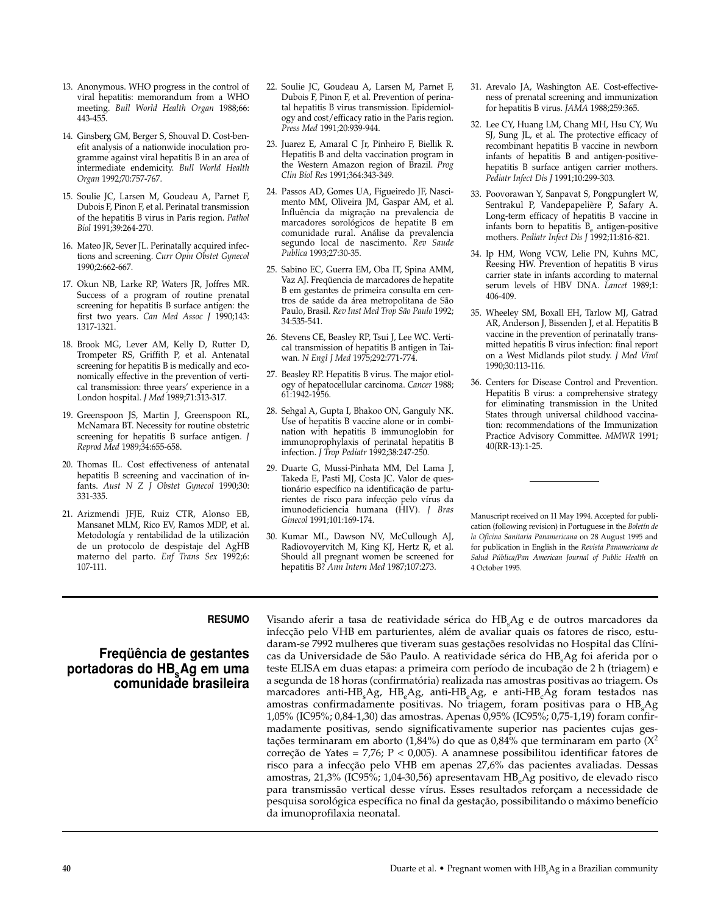13. Anonymous. WHO progress in the control of viral hepatitis: memorandum from a WHO meeting. *Bull World Health Organ* 1988;66: 443-455.

14. Ginsberg GM, Berger S, Shouval D. Cost-benefit analysis of a nationwide inoculation programme against viral hepatitis B in an area of intermediate endemicity. *Bull World Health Organ* 1992;70:757-767.

15. Soulie JC, Larsen M, Goudeau A, Parnet F, Dubois F, Pinon F, et al. Perinatal transmission of the hepatitis B virus in Paris region. *Pathol Biol* 1991;39:264-270.

16. Mateo JR, Sever JL. Perinatally acquired infections and screening. *Curr Opin Obstet Gynecol* 1990;2:662-667.

17. Okun NB, Larke RP, Waters JR, Joffres MR. Success of a program of routine prenatal screening for hepatitis B surface antigen: the first two years. *Can Med Assoc J* 1990;143: 1317-1321.

18. Brook MG, Lever AM, Kelly D, Rutter D, Trompeter RS, Griffith P, et al. Antenatal screening for hepatitis B is medically and economically effective in the prevention of vertical transmission: three years' experience in a London hospital. *J Med* 1989;71:313-317.

19. Greenspoon JS, Martin J, Greenspoon RL, McNamara BT. Necessity for routine obstetric screening for hepatitis B surface antigen. *J Reprod Med* 1989;34:655-658.

20. Thomas IL. Cost effectiveness of antenatal hepatitis B screening and vaccination of infants. *Aust N Z J Obstet Gynecol* 1990;30: 331-335.

21. Arizmendi JFJE, Ruiz CTR, Alonso EB, Mansanet MLM, Rico EV, Ramos MDP, et al. Metodología y rentabilidad de la utilización de un protocolo de despistaje del AgHB materno del parto. *Enf Trans Sex* 1992;6: 107-111.

22. Soulie JC, Goudeau A, Larsen M, Parnet F, Dubois F, Pinon F, et al. Prevention of perinatal hepatitis B virus transmission. Epidemiology and cost/efficacy ratio in the Paris region. *Press Med* 1991;20:939-944.

23. Juarez E, Amaral C Jr, Pinheiro F, Biellik R. Hepatitis B and delta vaccination program in the Western Amazon region of Brazil. *Prog Clin Biol Res* 1991;364:343-349.

24. Passos AD, Gomes UA, Figueiredo JF, Nascimento MM, Oliveira JM, Gaspar AM, et al. Influência da migração na prevalencia de marcadores sorológicos de hepatite B em comunidade rural. Análise da prevalencia segundo local de nascimento. *Rev Saude Publica* 1993;27:30-35.

25. Sabino EC, Guerra EM, Oba IT, Spina AMM, Vaz AJ. Freqüencia de marcadores de hepatite B em gestantes de primeira consulta em centros de saúde da área metropolitana de São Paulo, Brasil. *Rev Inst Med Trop São Paulo* 1992; 34:535-541.

26. Stevens CE, Beasley RP, Tsui J, Lee WC. Vertical transmission of hepatitis B antigen in Taiwan. *N Engl J Med* 1975;292:771-774.

27. Beasley RP. Hepatitis B virus. The major etiology of hepatocellular carcinoma. *Cancer* 1988; 61:1942-1956.

28. Sehgal A, Gupta I, Bhakoo ON, Ganguly NK. Use of hepatitis B vaccine alone or in combination with hepatitis B immunoglobin for immunoprophylaxis of perinatal hepatitis B infection. *J Trop Pediatr* 1992;38:247-250.

29. Duarte G, Mussi-Pinhata MM, Del Lama J, Takeda E, Pasti MJ, Costa JC. Valor de questionário específico na identificação de parturientes de risco para infecção pelo vírus da imunodeficiencia humana (HIV). *J Bras Ginecol* 1991;101:169-174.

30. Kumar ML, Dawson NV, McCullough AJ, Radiovoyervitch M, King KJ, Hertz R, et al. Should all pregnant women be screened for hepatitis B? *Ann Intern Med* 1987;107:273.

31. Arevalo JA, Washington AE. Cost-effectiveness of prenatal screening and immunization for hepatitis B virus. *JAMA* 1988;259:365.

32. Lee CY, Huang LM, Chang MH, Hsu CY, Wu SJ, Sung JL, et al. The protective efficacy of recombinant hepatitis B vaccine in newborn infants of hepatitis B and antigen-positive-hepatitis B surface antigen carrier mothers. *Pediatr Infect Dis J* 1991;10:299-303.

33. Poovorawan Y, Sanpavat S, Pongpunglert W, Sentrakul P, Vandepapelière P, Safary A. Long-term efficacy of hepatitis B vaccine in infants born to hepatitis $B_e$ antigen-positive mothers. *Pediatr Infect Dis J* 1992;11:816-821.

34. Ip HM, Wong VCW, Lelie PN, Kuhns MC, Reesing HW. Prevention of hepatitis B virus carrier state in infants according to maternal serum levels of HBV DNA. *Lancet* 1989;1: 406-409.

35. Wheeley SM, Boxall EH, Tarlow MJ, Gatrad AR, Anderson J, Bissenden J, et al. Hepatitis B vaccine in the prevention of perinatally transmitted hepatitis B virus infection: final report on a West Midlands pilot study. *J Med Virol* 1990;30:113-116.

36. Centers for Disease Control and Prevention. Hepatitis B virus: a comprehensive strategy for eliminating transmission in the United States through universal childhood vaccination: recommendations of the Immunization Practice Advisory Committee. *MMWR* 1991; 40(RR-13):1-25.

---

Manuscript received on 11 May 1994. Accepted for publication (following revision) in Portuguese in the *Boletín de la Oficina Sanitaria Panamericana* on 28 August 1995 and for publication in English in the *Revista Panamericana de Salud Pública/Pan American Journal of Public Health* on 4 October 1995.

---

**RESUMO**

## Freqüência de gestantes portadoras do $HB_sAg$ em uma comunidade brasileira

Visando aferir a tasa de reatividade sérica do $HB_sAg$ e de outros marcadores da infecção pelo VHB em parturientes, além de avaliar quais os fatores de risco, estudaram-se 7992 mulheres que tiveram suas gestações resolvidas no Hospital das Clínicas da Universidade de São Paulo. A reatividade sérica do $HB_sAg$ foi aferida por o teste ELISA em duas etapas: a primeira com período de incubação de 2 h (triagem) e a segunda de 18 horas (confirmatória) realizada nas amostras positivas ao triagem. Os marcadores anti-$HB_sAg$, $HB_eAg$, anti-$HB_eAg$, e anti-$HB_cAg$ foram testados nas amostras confirmadamente positivas. No triagem, foram positivas para o $HB_sAg$ 1,05% (IC95%; 0,84-1,30) das amostras. Apenas 0,95% (IC95%; 0,75-1,19) foram confirmadamente positivas, sendo significativamente superior nas pacientes cujas gestações terminaram em aborto (1,84%) do que as 0,84% que terminaram em parto ($X^2$ correção de Yates = 7,76; $P < 0,005$). A anamnese possibilitou identificar fatores de risco para a infecção pelo VHB em apenas 27,6% das pacientes avaliadas. Dessas amostras, 21,3% (IC95%; 1,04-30,56) apresentavam $HB_eAg$ positivo, de elevado risco para transmissão vertical desse vírus. Esses resultados reforçam a necessidade de pesquisa sorológica específica no final da gestação, possibilitando o máximo benefício da imunoprofilaxia neonatal.